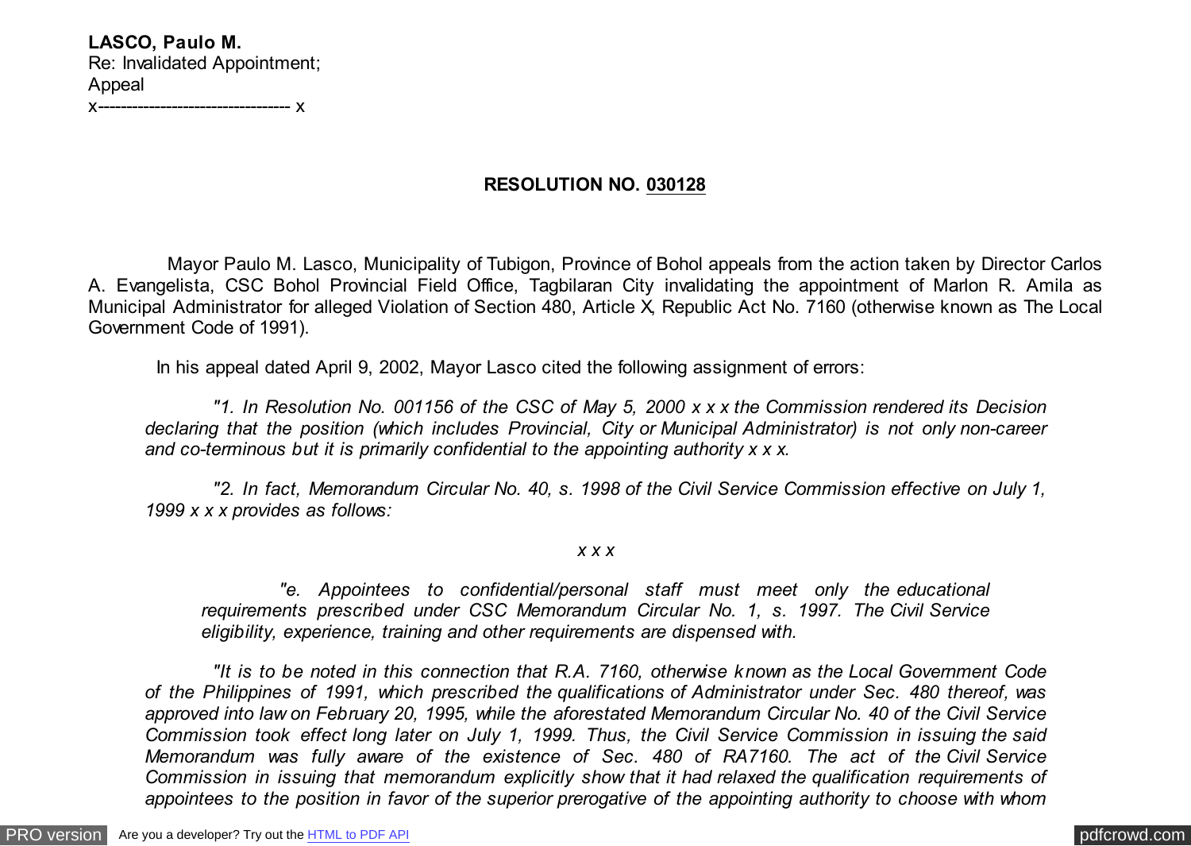**LASCO, Paulo M.**
Re: Invalidated Appointment;
Appeal
x---------------------------------- x

**RESOLUTION NO. 030128**

Mayor Paulo M. Lasco, Municipality of Tubigon, Province of Bohol appeals from the action taken by Director Carlos A. Evangelista, CSC Bohol Provincial Field Office, Tagbilaran City invalidating the appointment of Marlon R. Amila as Municipal Administrator for alleged Violation of Section 480, Article X, Republic Act No. 7160 (otherwise known as The Local Government Code of 1991).

In his appeal dated April 9, 2002, Mayor Lasco cited the following assignment of errors:

> *"1. In Resolution No. 001156 of the CSC of May 5, 2000 x x x the Commission rendered its Decision declaring that the position (which includes Provincial, City or Municipal Administrator) is not only non-career and co-terminous but it is primarily confidential to the appointing authority x x x.*
>
> *"2. In fact, Memorandum Circular No. 40, s. 1998 of the Civil Service Commission effective on July 1, 1999 x x x provides as follows:*
>
> *x x x*
>
> > *"e. Appointees to confidential/personal staff must meet only the educational requirements prescribed under CSC Memorandum Circular No. 1, s. 1997. The Civil Service eligibility, experience, training and other requirements are dispensed with.*
>
> *"It is to be noted in this connection that R.A. 7160, otherwise known as the Local Government Code of the Philippines of 1991, which prescribed the qualifications of Administrator under Sec. 480 thereof, was approved into law on February 20, 1995, while the aforestated Memorandum Circular No. 40 of the Civil Service Commission took effect long later on July 1, 1999. Thus, the Civil Service Commission in issuing the said Memorandum was fully aware of the existence of Sec. 480 of RA7160. The act of the Civil Service Commission in issuing that memorandum explicitly show that it had relaxed the qualification requirements of appointees to the position in favor of the superior prerogative of the appointing authority to choose with whom*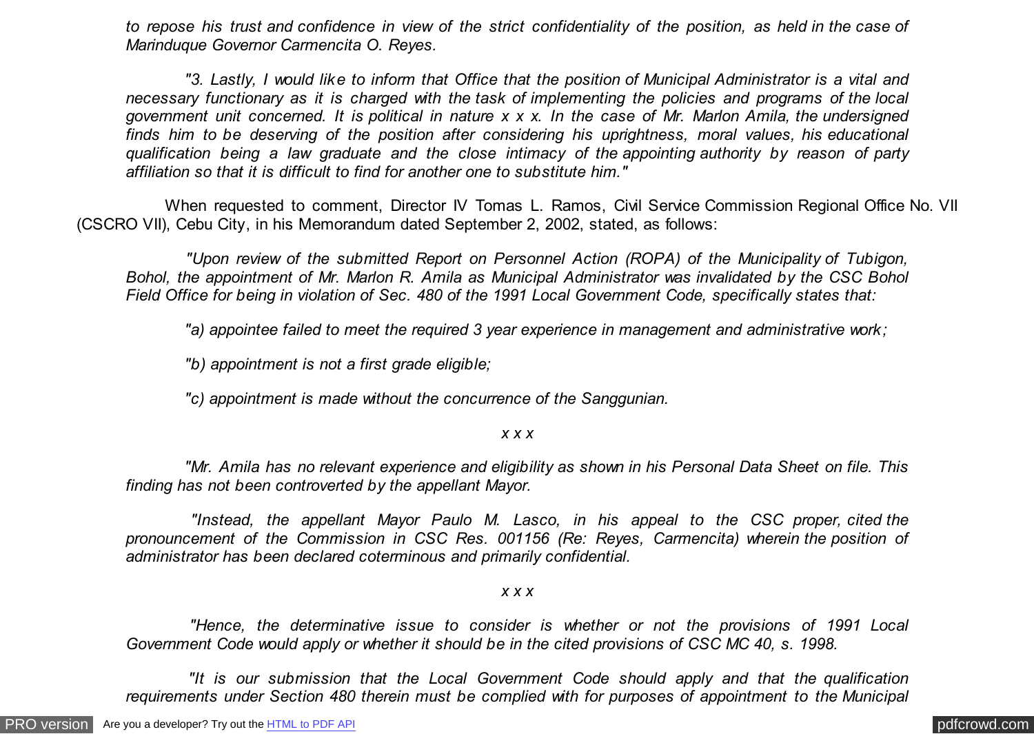*to repose his trust and confidence in view of the strict confidentiality of the position, as held in the case of Marinduque Governor Carmencita O. Reyes.*

*"3. Lastly, I would like to inform that Office that the position of Municipal Administrator is a vital and necessary functionary as it is charged with the task of implementing the policies and programs of the local government unit concerned. It is political in nature x x x. In the case of Mr. Marlon Amila, the undersigned finds him to be deserving of the position after considering his uprightness, moral values, his educational qualification being a law graduate and the close intimacy of the appointing authority by reason of party affiliation so that it is difficult to find for another one to substitute him."*

When requested to comment, Director IV Tomas L. Ramos, Civil Service Commission Regional Office No. VII (CSCRO VII), Cebu City, in his Memorandum dated September 2, 2002, stated, as follows:

*"Upon review of the submitted Report on Personnel Action (ROPA) of the Municipality of Tubigon, Bohol, the appointment of Mr. Marlon R. Amila as Municipal Administrator was invalidated by the CSC Bohol Field Office for being in violation of Sec. 480 of the 1991 Local Government Code, specifically states that:*

*"a) appointee failed to meet the required 3 year experience in management and administrative work;*

*"b) appointment is not a first grade eligible;*

*"c) appointment is made without the concurrence of the Sanggunian.*

*x x x*

*"Mr. Amila has no relevant experience and eligibility as shown in his Personal Data Sheet on file. This finding has not been controverted by the appellant Mayor.*

*"Instead, the appellant Mayor Paulo M. Lasco, in his appeal to the CSC proper, cited the pronouncement of the Commission in CSC Res. 001156 (Re: Reyes, Carmencita) wherein the position of administrator has been declared coterminous and primarily confidential.*

*x x x*

*"Hence, the determinative issue to consider is whether or not the provisions of 1991 Local Government Code would apply or whether it should be in the cited provisions of CSC MC 40, s. 1998.*

*"It is our submission that the Local Government Code should apply and that the qualification requirements under Section 480 therein must be complied with for purposes of appointment to the Municipal*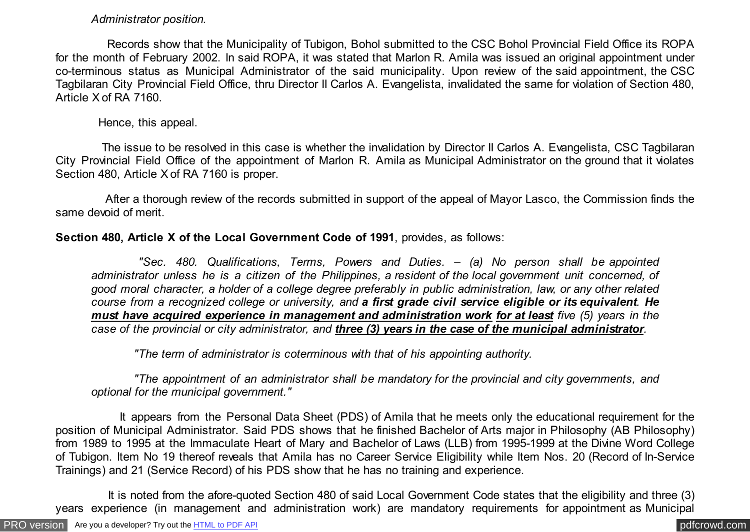*Administrator position.*

Records show that the Municipality of Tubigon, Bohol submitted to the CSC Bohol Provincial Field Office its ROPA for the month of February 2002. In said ROPA, it was stated that Marlon R. Amila was issued an original appointment under co-terminous status as Municipal Administrator of the said municipality. Upon review of the said appointment, the CSC Tagbilaran City Provincial Field Office, thru Director II Carlos A. Evangelista, invalidated the same for violation of Section 480, Article X of RA 7160.

Hence, this appeal.

The issue to be resolved in this case is whether the invalidation by Director II Carlos A. Evangelista, CSC Tagbilaran City Provincial Field Office of the appointment of Marlon R. Amila as Municipal Administrator on the ground that it violates Section 480, Article X of RA 7160 is proper.

After a thorough review of the records submitted in support of the appeal of Mayor Lasco, the Commission finds the same devoid of merit.

**Section 480, Article X of the Local Government Code of 1991**, provides, as follows:

> *"Sec. 480. Qualifications, Terms, Powers and Duties. – (a) No person shall be appointed administrator unless he is a citizen of the Philippines, a resident of the local government unit concerned, of good moral character, a holder of a college degree preferably in public administration, law, or any other related course from a recognized college or university, and* ***<u>a first grade civil service eligible or its equivalent</u>****.* ***<u>He must have acquired experience in management and administration work</u> <u>for at least</u>*** *five (5) years in the case of the provincial or city administrator, and* ***<u>three (3) years in the case of the municipal administrator</u>****.*
>
> *"The term of administrator is coterminous with that of his appointing authority.*
>
> *"The appointment of an administrator shall be mandatory for the provincial and city governments, and optional for the municipal government."*

It appears from the Personal Data Sheet (PDS) of Amila that he meets only the educational requirement for the position of Municipal Administrator. Said PDS shows that he finished Bachelor of Arts major in Philosophy (AB Philosophy) from 1989 to 1995 at the Immaculate Heart of Mary and Bachelor of Laws (LLB) from 1995-1999 at the Divine Word College of Tubigon. Item No 19 thereof reveals that Amila has no Career Service Eligibility while Item Nos. 20 (Record of In-Service Trainings) and 21 (Service Record) of his PDS show that he has no training and experience.

It is noted from the afore-quoted Section 480 of said Local Government Code states that the eligibility and three (3) years experience (in management and administration work) are mandatory requirements for appointment as Municipal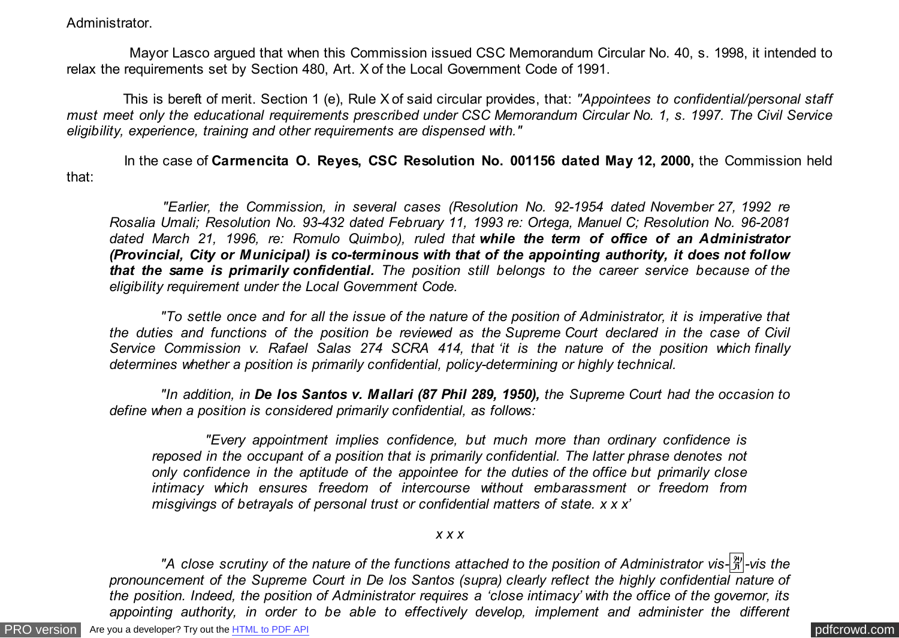Administrator.

Mayor Lasco argued that when this Commission issued CSC Memorandum Circular No. 40, s. 1998, it intended to relax the requirements set by Section 480, Art. X of the Local Government Code of 1991.

This is bereft of merit. Section 1 (e), Rule X of said circular provides, that: *"Appointees to confidential/personal staff must meet only the educational requirements prescribed under CSC Memorandum Circular No. 1, s. 1997. The Civil Service eligibility, experience, training and other requirements are dispensed with."*

In the case of **Carmencita O. Reyes, CSC Resolution No. 001156 dated May 12, 2000,** the Commission held that:

> *"Earlier, the Commission, in several cases (Resolution No. 92-1954 dated November 27, 1992 re Rosalia Umali; Resolution No. 93-432 dated February 11, 1993 re: Ortega, Manuel C; Resolution No. 96-2081 dated March 21, 1996, re: Romulo Quimbo), ruled that* ***while the term of office of an Administrator (Provincial, City or Municipal) is co-terminous with that of the appointing authority, it does not follow that the same is primarily confidential.*** *The position still belongs to the career service because of the eligibility requirement under the Local Government Code.*
>
> *"To settle once and for all the issue of the nature of the position of Administrator, it is imperative that the duties and functions of the position be reviewed as the Supreme Court declared in the case of Civil Service Commission v. Rafael Salas 274 SCRA 414, that 'it is the nature of the position which finally determines whether a position is primarily confidential, policy-determining or highly technical.*
>
> *"In addition, in* ***De los Santos v. Mallari (87 Phil 289, 1950),*** *the Supreme Court had the occasion to define when a position is considered primarily confidential, as follows:*
>
> > *"Every appointment implies confidence, but much more than ordinary confidence is reposed in the occupant of a position that is primarily confidential. The latter phrase denotes not only confidence in the aptitude of the appointee for the duties of the office but primarily close intimacy which ensures freedom of intercourse without embarassment or freedom from misgivings of betrayals of personal trust or confidential matters of state. x x x'*
>
> *x x x*
>
> *"A close scrutiny of the nature of the functions attached to the position of Administrator vis-à-vis the pronouncement of the Supreme Court in De los Santos (supra) clearly reflect the highly confidential nature of the position. Indeed, the position of Administrator requires a 'close intimacy' with the office of the governor, its appointing authority, in order to be able to effectively develop, implement and administer the different*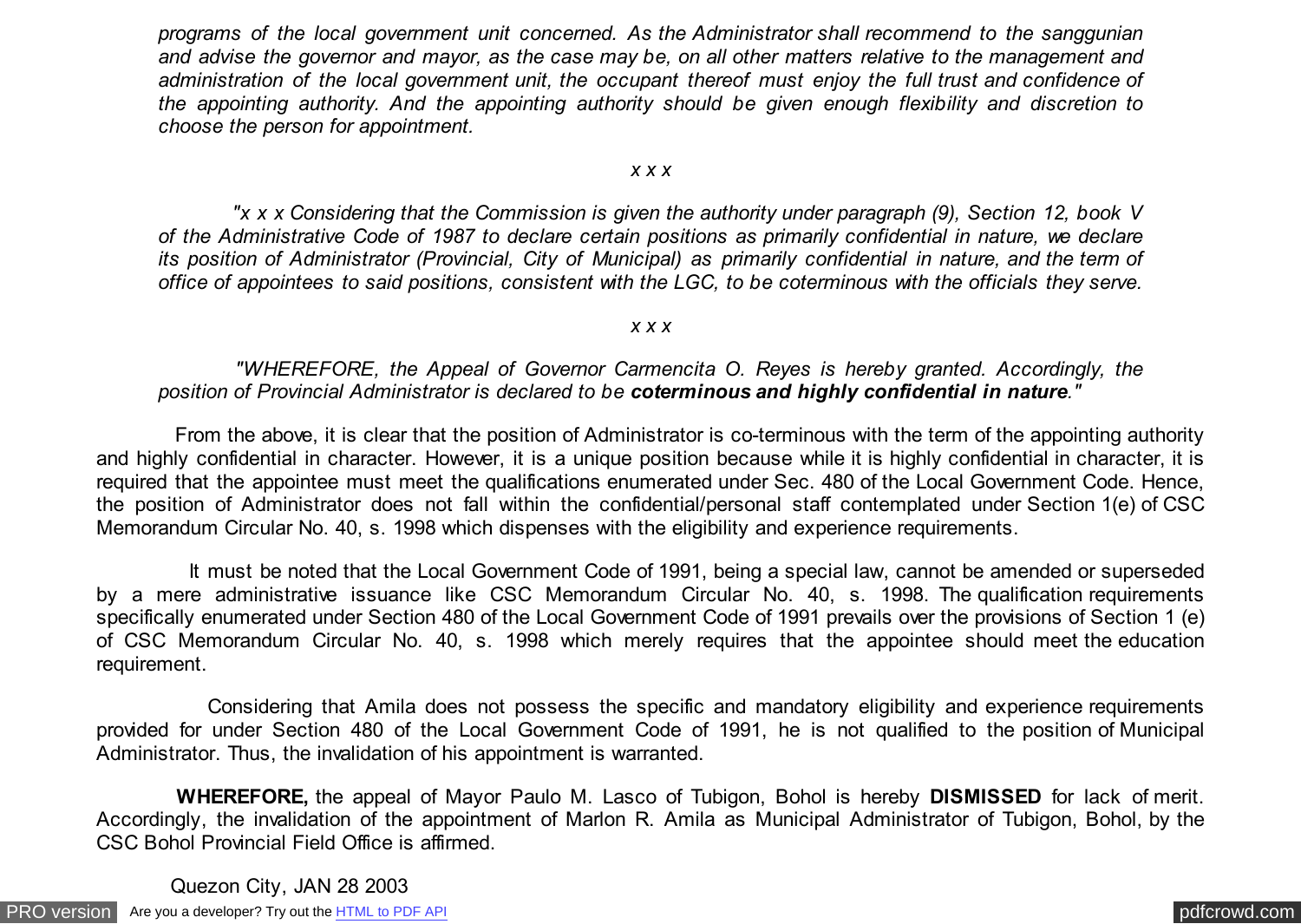*programs of the local government unit concerned. As the Administrator shall recommend to the sanggunian and advise the governor and mayor, as the case may be, on all other matters relative to the management and administration of the local government unit, the occupant thereof must enjoy the full trust and confidence of the appointing authority. And the appointing authority should be given enough flexibility and discretion to choose the person for appointment.*

*x x x*

*"x x x Considering that the Commission is given the authority under paragraph (9), Section 12, book V of the Administrative Code of 1987 to declare certain positions as primarily confidential in nature, we declare its position of Administrator (Provincial, City of Municipal) as primarily confidential in nature, and the term of office of appointees to said positions, consistent with the LGC, to be coterminous with the officials they serve.*

*x x x*

*"WHEREFORE, the Appeal of Governor Carmencita O. Reyes is hereby granted. Accordingly, the position of Provincial Administrator is declared to be **coterminous and highly confidential in nature**."*

From the above, it is clear that the position of Administrator is co-terminous with the term of the appointing authority and highly confidential in character. However, it is a unique position because while it is highly confidential in character, it is required that the appointee must meet the qualifications enumerated under Sec. 480 of the Local Government Code. Hence, the position of Administrator does not fall within the confidential/personal staff contemplated under Section 1(e) of CSC Memorandum Circular No. 40, s. 1998 which dispenses with the eligibility and experience requirements.

It must be noted that the Local Government Code of 1991, being a special law, cannot be amended or superseded by a mere administrative issuance like CSC Memorandum Circular No. 40, s. 1998. The qualification requirements specifically enumerated under Section 480 of the Local Government Code of 1991 prevails over the provisions of Section 1 (e) of CSC Memorandum Circular No. 40, s. 1998 which merely requires that the appointee should meet the education requirement.

Considering that Amila does not possess the specific and mandatory eligibility and experience requirements provided for under Section 480 of the Local Government Code of 1991, he is not qualified to the position of Municipal Administrator. Thus, the invalidation of his appointment is warranted.

**WHEREFORE,** the appeal of Mayor Paulo M. Lasco of Tubigon, Bohol is hereby **DISMISSED** for lack of merit. Accordingly, the invalidation of the appointment of Marlon R. Amila as Municipal Administrator of Tubigon, Bohol, by the CSC Bohol Provincial Field Office is affirmed.

Quezon City, JAN 28 2003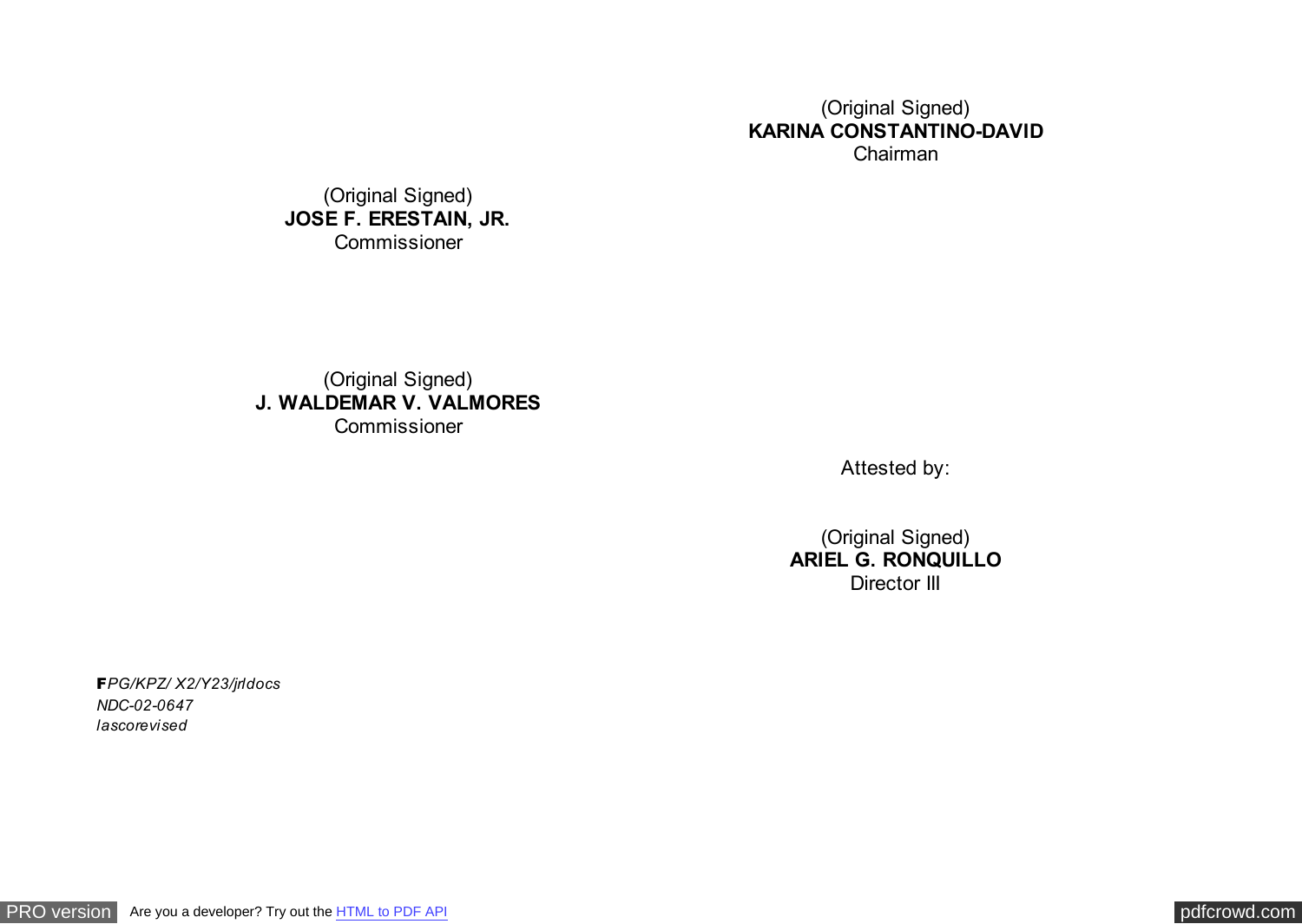(Original Signed)
**KARINA CONSTANTINO-DAVID**
Chairman

(Original Signed)
**JOSE F. ERESTAIN, JR.**
Commissioner

(Original Signed)
**J. WALDEMAR V. VALMORES**
Commissioner

Attested by:

(Original Signed)
**ARIEL G. RONQUILLO**
Director III

*FPG/KPZ/ X2/Y23/jrldocs*
*NDC-02-0647*
*lascorevised*